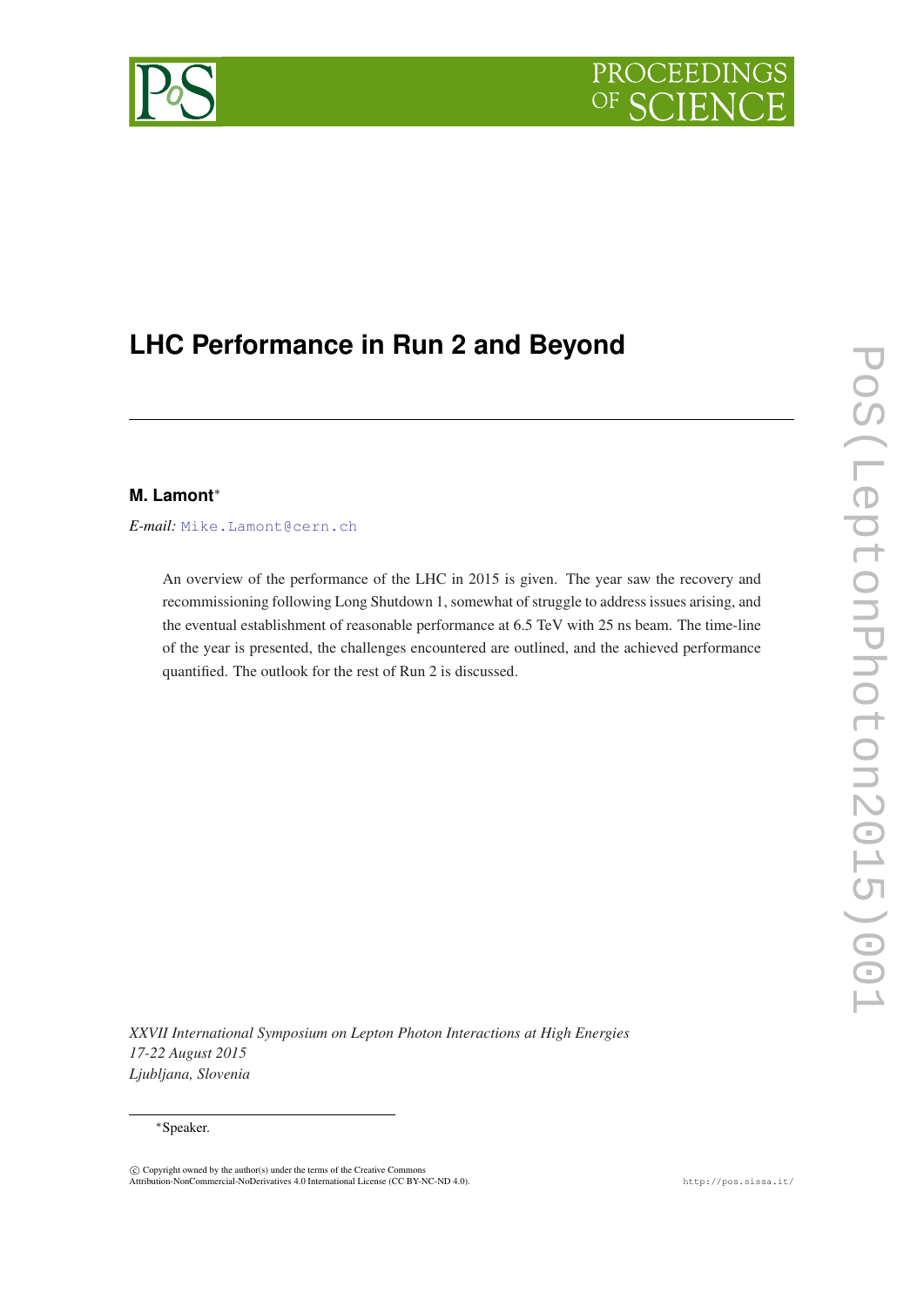# LHC Performance in Run 2 and Beyond

**M. Lamont***

*E-mail:* Mike.Lamont@cern.ch

An overview of the performance of the LHC in 2015 is given. The year saw the recovery and recommissioning following Long Shutdown 1, somewhat of struggle to address issues arising, and the eventual establishment of reasonable performance at 6.5 TeV with 25 ns beam. The time-line of the year is presented, the challenges encountered are outlined, and the achieved performance quantified. The outlook for the rest of Run 2 is discussed.

*XXVII International Symposium on Lepton Photon Interactions at High Energies*
*17-22 August 2015*
*Ljubljana, Slovenia*

*Speaker.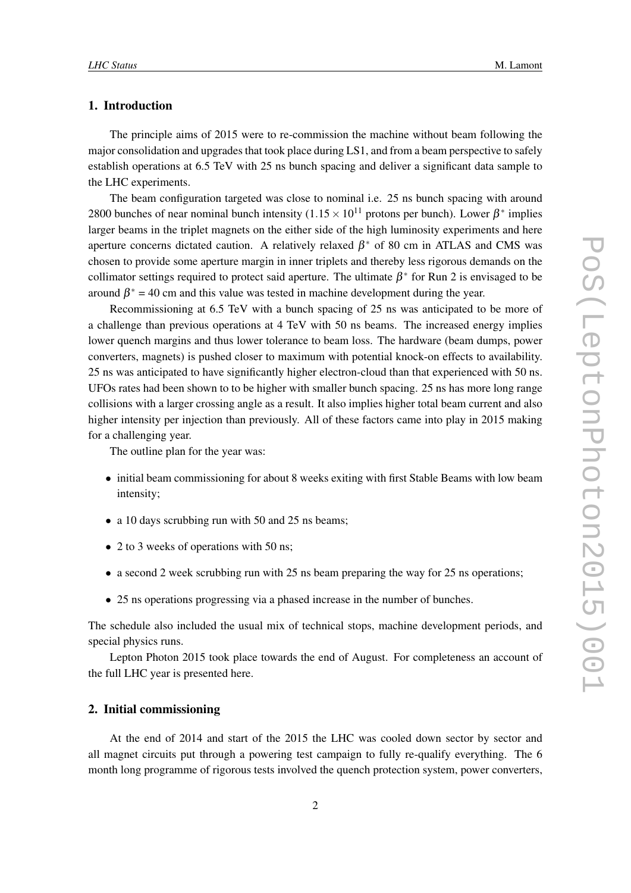## 1. Introduction

The principle aims of 2015 were to re-commission the machine without beam following the major consolidation and upgrades that took place during LS1, and from a beam perspective to safely establish operations at 6.5 TeV with 25 ns bunch spacing and deliver a significant data sample to the LHC experiments.

The beam configuration targeted was close to nominal i.e. 25 ns bunch spacing with around 2800 bunches of near nominal bunch intensity ($1.15 \times 10^{11}$ protons per bunch). Lower $\beta^*$ implies larger beams in the triplet magnets on the either side of the high luminosity experiments and here aperture concerns dictated caution. A relatively relaxed $\beta^*$ of 80 cm in ATLAS and CMS was chosen to provide some aperture margin in inner triplets and thereby less rigorous demands on the collimator settings required to protect said aperture. The ultimate $\beta^*$ for Run 2 is envisaged to be around $\beta^* = 40$ cm and this value was tested in machine development during the year.

Recommissioning at 6.5 TeV with a bunch spacing of 25 ns was anticipated to be more of a challenge than previous operations at 4 TeV with 50 ns beams. The increased energy implies lower quench margins and thus lower tolerance to beam loss. The hardware (beam dumps, power converters, magnets) is pushed closer to maximum with potential knock-on effects to availability. 25 ns was anticipated to have significantly higher electron-cloud than that experienced with 50 ns. UFOs rates had been shown to to be higher with smaller bunch spacing. 25 ns has more long range collisions with a larger crossing angle as a result. It also implies higher total beam current and also higher intensity per injection than previously. All of these factors came into play in 2015 making for a challenging year.

The outline plan for the year was:

- initial beam commissioning for about 8 weeks exiting with first Stable Beams with low beam intensity;
- a 10 days scrubbing run with 50 and 25 ns beams;
- 2 to 3 weeks of operations with 50 ns;
- a second 2 week scrubbing run with 25 ns beam preparing the way for 25 ns operations;
- 25 ns operations progressing via a phased increase in the number of bunches.

The schedule also included the usual mix of technical stops, machine development periods, and special physics runs.

Lepton Photon 2015 took place towards the end of August. For completeness an account of the full LHC year is presented here.

## 2. Initial commissioning

At the end of 2014 and start of the 2015 the LHC was cooled down sector by sector and all magnet circuits put through a powering test campaign to fully re-qualify everything. The 6 month long programme of rigorous tests involved the quench protection system, power converters,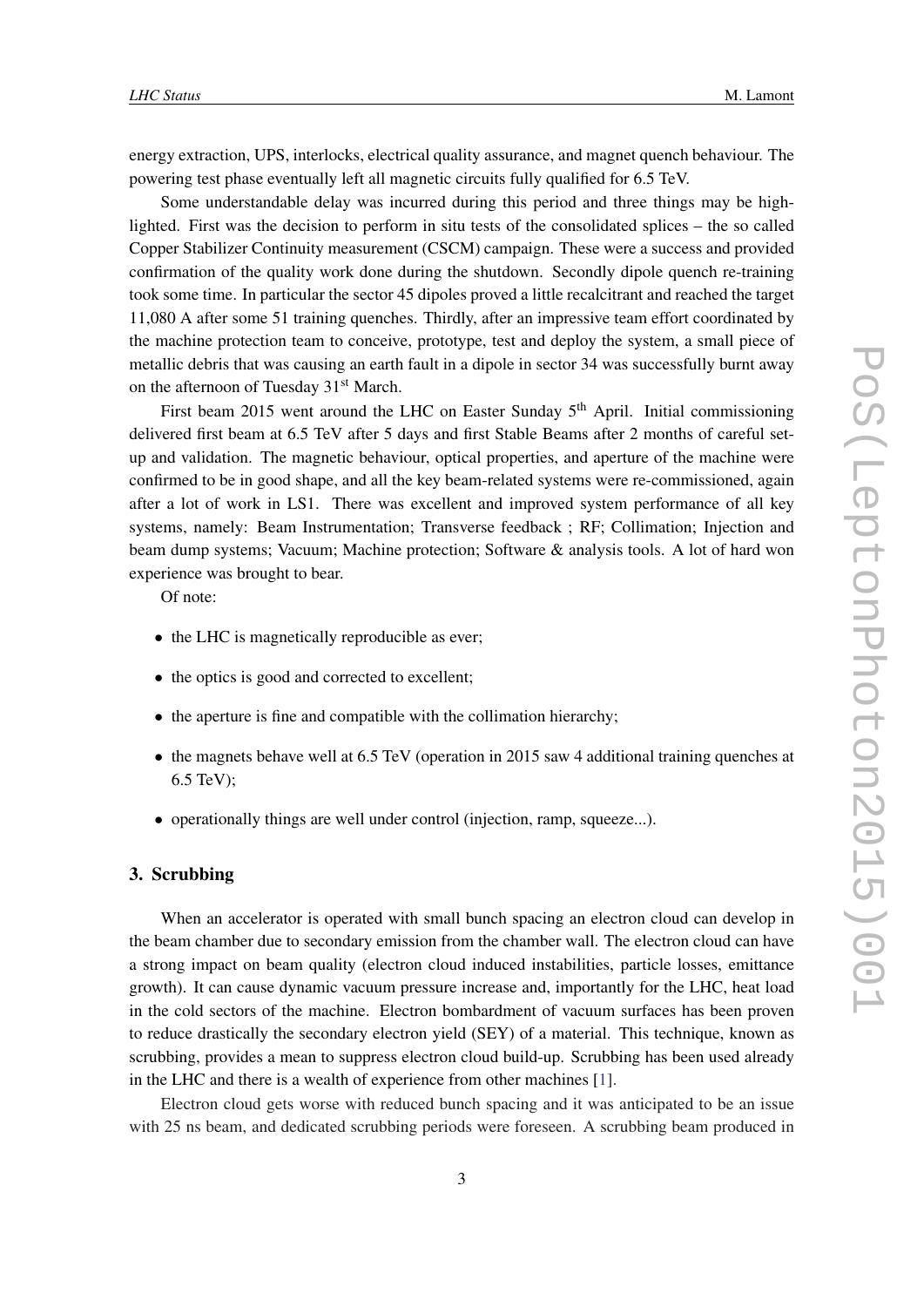energy extraction, UPS, interlocks, electrical quality assurance, and magnet quench behaviour. The powering test phase eventually left all magnetic circuits fully qualified for 6.5 TeV.

Some understandable delay was incurred during this period and three things may be highlighted. First was the decision to perform in situ tests of the consolidated splices – the so called Copper Stabilizer Continuity measurement (CSCM) campaign. These were a success and provided confirmation of the quality work done during the shutdown. Secondly dipole quench re-training took some time. In particular the sector 45 dipoles proved a little recalcitrant and reached the target 11,080 A after some 51 training quenches. Thirdly, after an impressive team effort coordinated by the machine protection team to conceive, prototype, test and deploy the system, a small piece of metallic debris that was causing an earth fault in a dipole in sector 34 was successfully burnt away on the afternoon of Tuesday 31st March.

First beam 2015 went around the LHC on Easter Sunday 5th April. Initial commissioning delivered first beam at 6.5 TeV after 5 days and first Stable Beams after 2 months of careful set-up and validation. The magnetic behaviour, optical properties, and aperture of the machine were confirmed to be in good shape, and all the key beam-related systems were re-commissioned, again after a lot of work in LS1. There was excellent and improved system performance of all key systems, namely: Beam Instrumentation; Transverse feedback ; RF; Collimation; Injection and beam dump systems; Vacuum; Machine protection; Software & analysis tools. A lot of hard won experience was brought to bear.

Of note:

- the LHC is magnetically reproducible as ever;
- the optics is good and corrected to excellent;
- the aperture is fine and compatible with the collimation hierarchy;
- the magnets behave well at 6.5 TeV (operation in 2015 saw 4 additional training quenches at 6.5 TeV);
- operationally things are well under control (injection, ramp, squeeze...).

## 3. Scrubbing

When an accelerator is operated with small bunch spacing an electron cloud can develop in the beam chamber due to secondary emission from the chamber wall. The electron cloud can have a strong impact on beam quality (electron cloud induced instabilities, particle losses, emittance growth). It can cause dynamic vacuum pressure increase and, importantly for the LHC, heat load in the cold sectors of the machine. Electron bombardment of vacuum surfaces has been proven to reduce drastically the secondary electron yield (SEY) of a material. This technique, known as scrubbing, provides a mean to suppress electron cloud build-up. Scrubbing has been used already in the LHC and there is a wealth of experience from other machines [1].

Electron cloud gets worse with reduced bunch spacing and it was anticipated to be an issue with 25 ns beam, and dedicated scrubbing periods were foreseen. A scrubbing beam produced in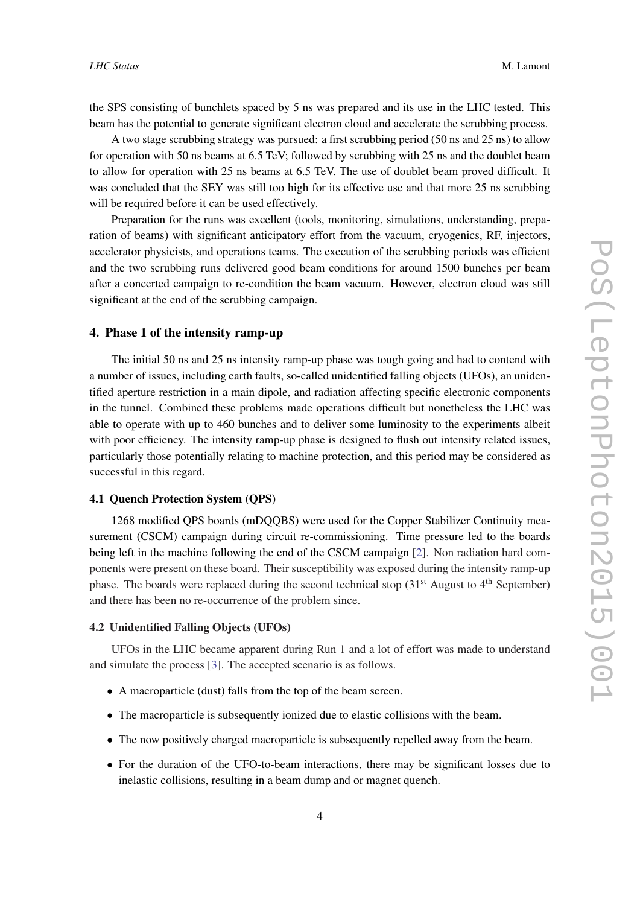the SPS consisting of bunchlets spaced by 5 ns was prepared and its use in the LHC tested. This beam has the potential to generate significant electron cloud and accelerate the scrubbing process.

A two stage scrubbing strategy was pursued: a first scrubbing period (50 ns and 25 ns) to allow for operation with 50 ns beams at 6.5 TeV; followed by scrubbing with 25 ns and the doublet beam to allow for operation with 25 ns beams at 6.5 TeV. The use of doublet beam proved difficult. It was concluded that the SEY was still too high for its effective use and that more 25 ns scrubbing will be required before it can be used effectively.

Preparation for the runs was excellent (tools, monitoring, simulations, understanding, preparation of beams) with significant anticipatory effort from the vacuum, cryogenics, RF, injectors, accelerator physicists, and operations teams. The execution of the scrubbing periods was efficient and the two scrubbing runs delivered good beam conditions for around 1500 bunches per beam after a concerted campaign to re-condition the beam vacuum. However, electron cloud was still significant at the end of the scrubbing campaign.

## 4. Phase 1 of the intensity ramp-up

The initial 50 ns and 25 ns intensity ramp-up phase was tough going and had to contend with a number of issues, including earth faults, so-called unidentified falling objects (UFOs), an unidentified aperture restriction in a main dipole, and radiation affecting specific electronic components in the tunnel. Combined these problems made operations difficult but nonetheless the LHC was able to operate with up to 460 bunches and to deliver some luminosity to the experiments albeit with poor efficiency. The intensity ramp-up phase is designed to flush out intensity related issues, particularly those potentially relating to machine protection, and this period may be considered as successful in this regard.

### 4.1 Quench Protection System (QPS)

1268 modified QPS boards (mDQQBS) were used for the Copper Stabilizer Continuity measurement (CSCM) campaign during circuit re-commissioning. Time pressure led to the boards being left in the machine following the end of the CSCM campaign [2]. Non radiation hard components were present on these board. Their susceptibility was exposed during the intensity ramp-up phase. The boards were replaced during the second technical stop (31st August to 4th September) and there has been no re-occurrence of the problem since.

### 4.2 Unidentified Falling Objects (UFOs)

UFOs in the LHC became apparent during Run 1 and a lot of effort was made to understand and simulate the process [3]. The accepted scenario is as follows.

- A macroparticle (dust) falls from the top of the beam screen.
- The macroparticle is subsequently ionized due to elastic collisions with the beam.
- The now positively charged macroparticle is subsequently repelled away from the beam.
- For the duration of the UFO-to-beam interactions, there may be significant losses due to inelastic collisions, resulting in a beam dump and or magnet quench.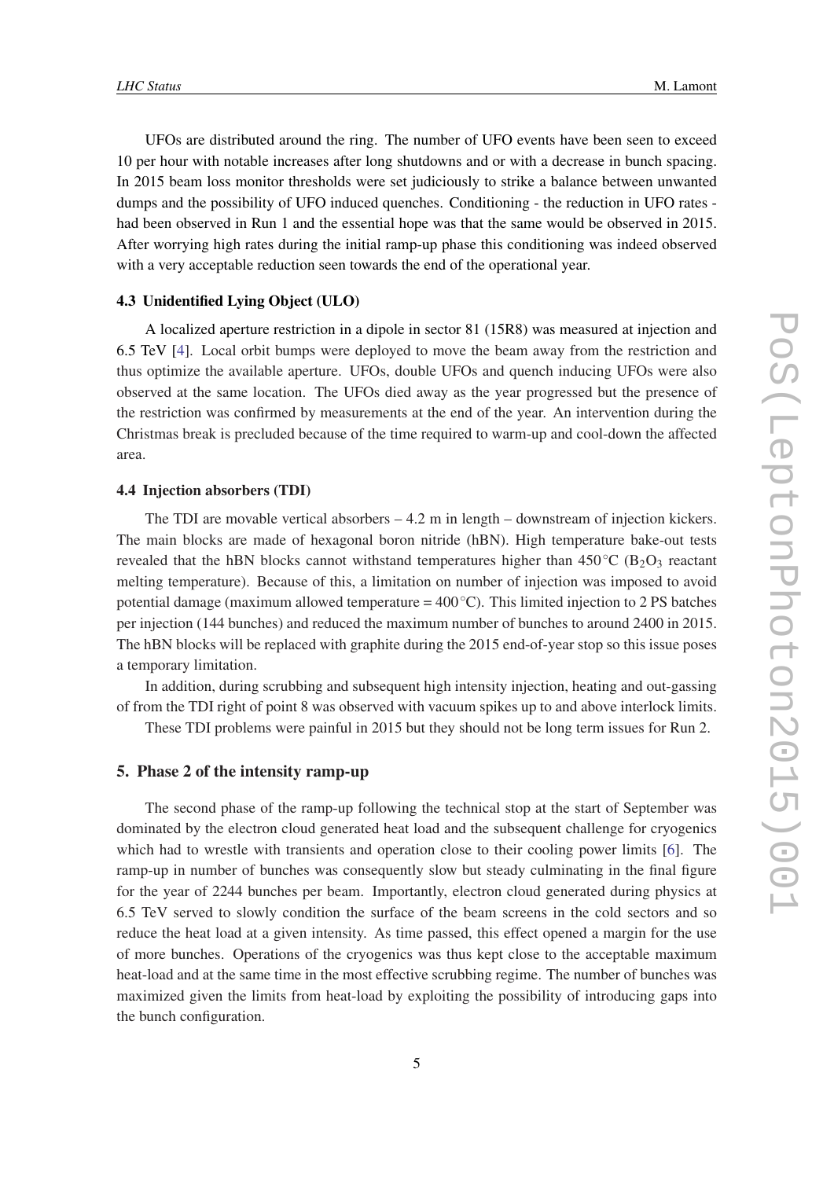UFOs are distributed around the ring. The number of UFO events have been seen to exceed 10 per hour with notable increases after long shutdowns and or with a decrease in bunch spacing. In 2015 beam loss monitor thresholds were set judiciously to strike a balance between unwanted dumps and the possibility of UFO induced quenches. Conditioning - the reduction in UFO rates - had been observed in Run 1 and the essential hope was that the same would be observed in 2015. After worrying high rates during the initial ramp-up phase this conditioning was indeed observed with a very acceptable reduction seen towards the end of the operational year.

### 4.3 Unidentified Lying Object (ULO)

A localized aperture restriction in a dipole in sector 81 (15R8) was measured at injection and 6.5 TeV [4]. Local orbit bumps were deployed to move the beam away from the restriction and thus optimize the available aperture. UFOs, double UFOs and quench inducing UFOs were also observed at the same location. The UFOs died away as the year progressed but the presence of the restriction was confirmed by measurements at the end of the year. An intervention during the Christmas break is precluded because of the time required to warm-up and cool-down the affected area.

### 4.4 Injection absorbers (TDI)

The TDI are movable vertical absorbers – 4.2 m in length – downstream of injection kickers. The main blocks are made of hexagonal boron nitride (hBN). High temperature bake-out tests revealed that the hBN blocks cannot withstand temperatures higher than 450 °C ($B_2O_3$ reactant melting temperature). Because of this, a limitation on number of injection was imposed to avoid potential damage (maximum allowed temperature = 400 °C). This limited injection to 2 PS batches per injection (144 bunches) and reduced the maximum number of bunches to around 2400 in 2015. The hBN blocks will be replaced with graphite during the 2015 end-of-year stop so this issue poses a temporary limitation.

In addition, during scrubbing and subsequent high intensity injection, heating and out-gassing of from the TDI right of point 8 was observed with vacuum spikes up to and above interlock limits.

These TDI problems were painful in 2015 but they should not be long term issues for Run 2.

## 5. Phase 2 of the intensity ramp-up

The second phase of the ramp-up following the technical stop at the start of September was dominated by the electron cloud generated heat load and the subsequent challenge for cryogenics which had to wrestle with transients and operation close to their cooling power limits [6]. The ramp-up in number of bunches was consequently slow but steady culminating in the final figure for the year of 2244 bunches per beam. Importantly, electron cloud generated during physics at 6.5 TeV served to slowly condition the surface of the beam screens in the cold sectors and so reduce the heat load at a given intensity. As time passed, this effect opened a margin for the use of more bunches. Operations of the cryogenics was thus kept close to the acceptable maximum heat-load and at the same time in the most effective scrubbing regime. The number of bunches was maximized given the limits from heat-load by exploiting the possibility of introducing gaps into the bunch configuration.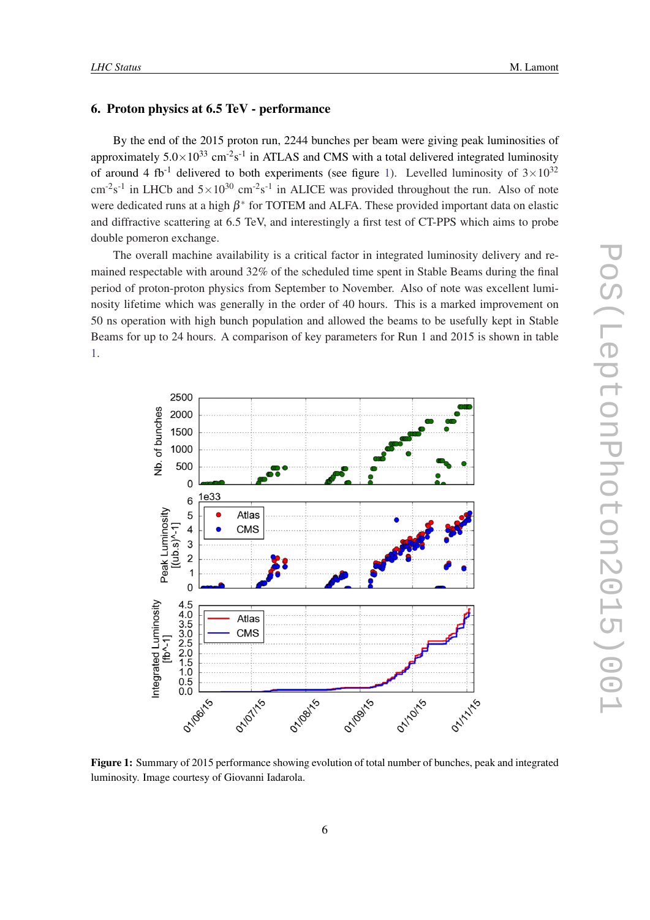## 6. Proton physics at 6.5 TeV - performance

By the end of the 2015 proton run, 2244 bunches per beam were giving peak luminosities of approximately $5.0\times10^{33}$ cm$^{-2}$s$^{-1}$ in ATLAS and CMS with a total delivered integrated luminosity of around 4 fb$^{-1}$ delivered to both experiments (see figure 1). Levelled luminosity of $3\times10^{32}$ cm$^{-2}$s$^{-1}$ in LHCb and $5\times10^{30}$ cm$^{-2}$s$^{-1}$ in ALICE was provided throughout the run. Also of note were dedicated runs at a high $\beta^*$ for TOTEM and ALFA. These provided important data on elastic and diffractive scattering at 6.5 TeV, and interestingly a first test of CT-PPS which aims to probe double pomeron exchange.

The overall machine availability is a critical factor in integrated luminosity delivery and remained respectable with around 32% of the scheduled time spent in Stable Beams during the final period of proton-proton physics from September to November. Also of note was excellent luminosity lifetime which was generally in the order of 40 hours. This is a marked improvement on 50 ns operation with high bunch population and allowed the beams to be usefully kept in Stable Beams for up to 24 hours. A comparison of key parameters for Run 1 and 2015 is shown in table 1.

Nb. of bunches
2500
2000
1500
1000
500
0

Peak Luminosity [(ub.s)^-1]
1e33
6
5
4
3
2
1
0
Atlas
CMS

Integrated Luminosity [fb^-1]
4.5
4.0
3.5
3.0
2.5
2.0
1.5
1.0
0.5
0.0
Atlas
CMS

01/06/15
01/07/15
01/08/15
01/09/15
01/10/15
01/11/15

**Figure 1:** Summary of 2015 performance showing evolution of total number of bunches, peak and integrated luminosity. Image courtesy of Giovanni Iadarola.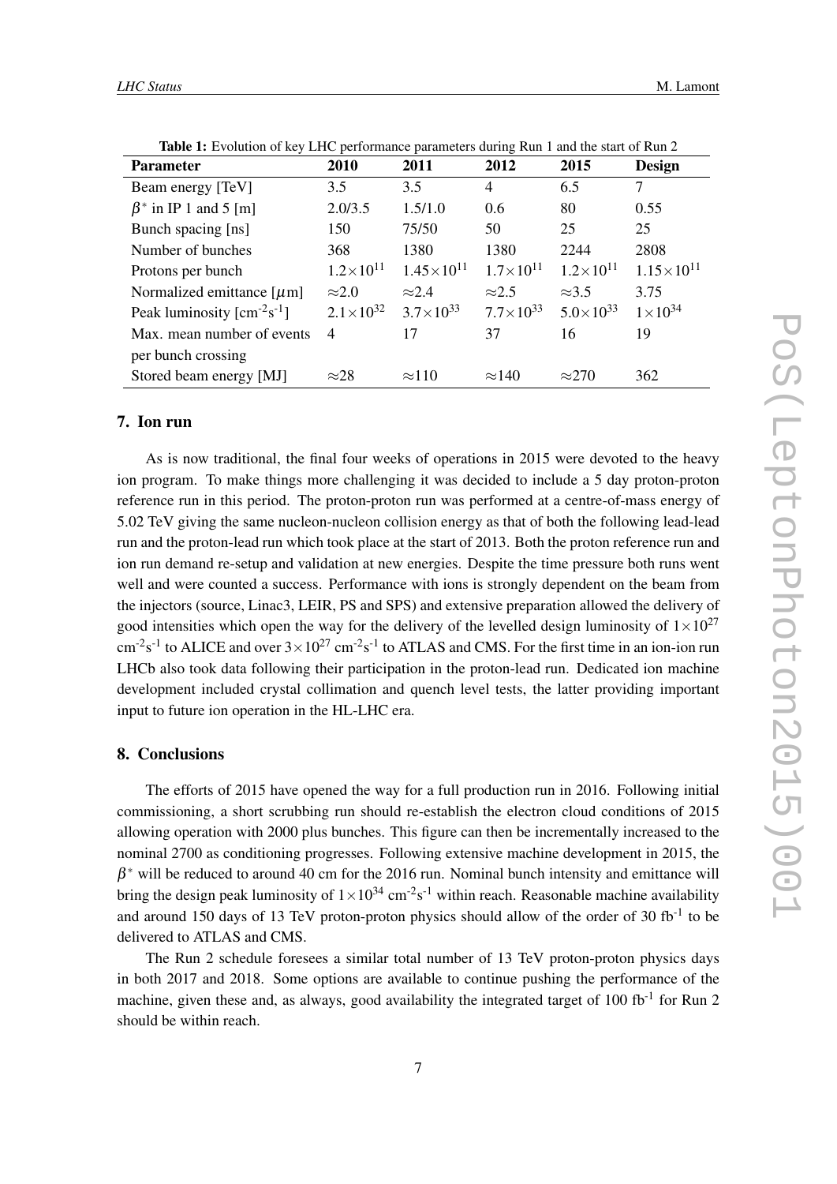**Table 1:** Evolution of key LHC performance parameters during Run 1 and the start of Run 2

| Parameter | 2010 | 2011 | 2012 | 2015 | Design |
|---|---|---|---|---|---|
| Beam energy [TeV] | 3.5 | 3.5 | 4 | 6.5 | 7 |
| $\beta^*$ in IP 1 and 5 [m] | 2.0/3.5 | 1.5/1.0 | 0.6 | 80 | 0.55 |
| Bunch spacing [ns] | 150 | 75/50 | 50 | 25 | 25 |
| Number of bunches | 368 | 1380 | 1380 | 2244 | 2808 |
| Protons per bunch | $1.2\times10^{11}$ | $1.45\times10^{11}$ | $1.7\times10^{11}$ | $1.2\times10^{11}$ | $1.15\times10^{11}$ |
| Normalized emittance [$\mu$m] | $\approx$2.0 | $\approx$2.4 | $\approx$2.5 | $\approx$3.5 | 3.75 |
| Peak luminosity [cm$^{-2}$s$^{-1}$] | $2.1\times10^{32}$ | $3.7\times10^{33}$ | $7.7\times10^{33}$ | $5.0\times10^{33}$ | $1\times10^{34}$ |
| Max. mean number of events per bunch crossing | 4 | 17 | 37 | 16 | 19 |
| Stored beam energy [MJ] | $\approx$28 | $\approx$110 | $\approx$140 | $\approx$270 | 362 |

## 7. Ion run

As is now traditional, the final four weeks of operations in 2015 were devoted to the heavy ion program. To make things more challenging it was decided to include a 5 day proton-proton reference run in this period. The proton-proton run was performed at a centre-of-mass energy of 5.02 TeV giving the same nucleon-nucleon collision energy as that of both the following lead-lead run and the proton-lead run which took place at the start of 2013. Both the proton reference run and ion run demand re-setup and validation at new energies. Despite the time pressure both runs went well and were counted a success. Performance with ions is strongly dependent on the beam from the injectors (source, Linac3, LEIR, PS and SPS) and extensive preparation allowed the delivery of good intensities which open the way for the delivery of the levelled design luminosity of $1\times10^{27}$ cm$^{-2}$s$^{-1}$ to ALICE and over $3\times10^{27}$ cm$^{-2}$s$^{-1}$ to ATLAS and CMS. For the first time in an ion-ion run LHCb also took data following their participation in the proton-lead run. Dedicated ion machine development included crystal collimation and quench level tests, the latter providing important input to future ion operation in the HL-LHC era.

## 8. Conclusions

The efforts of 2015 have opened the way for a full production run in 2016. Following initial commissioning, a short scrubbing run should re-establish the electron cloud conditions of 2015 allowing operation with 2000 plus bunches. This figure can then be incrementally increased to the nominal 2700 as conditioning progresses. Following extensive machine development in 2015, the $\beta^*$ will be reduced to around 40 cm for the 2016 run. Nominal bunch intensity and emittance will bring the design peak luminosity of $1\times10^{34}$ cm$^{-2}$s$^{-1}$ within reach. Reasonable machine availability and around 150 days of 13 TeV proton-proton physics should allow of the order of 30 fb$^{-1}$ to be delivered to ATLAS and CMS.

The Run 2 schedule foresees a similar total number of 13 TeV proton-proton physics days in both 2017 and 2018. Some options are available to continue pushing the performance of the machine, given these and, as always, good availability the integrated target of 100 fb$^{-1}$ for Run 2 should be within reach.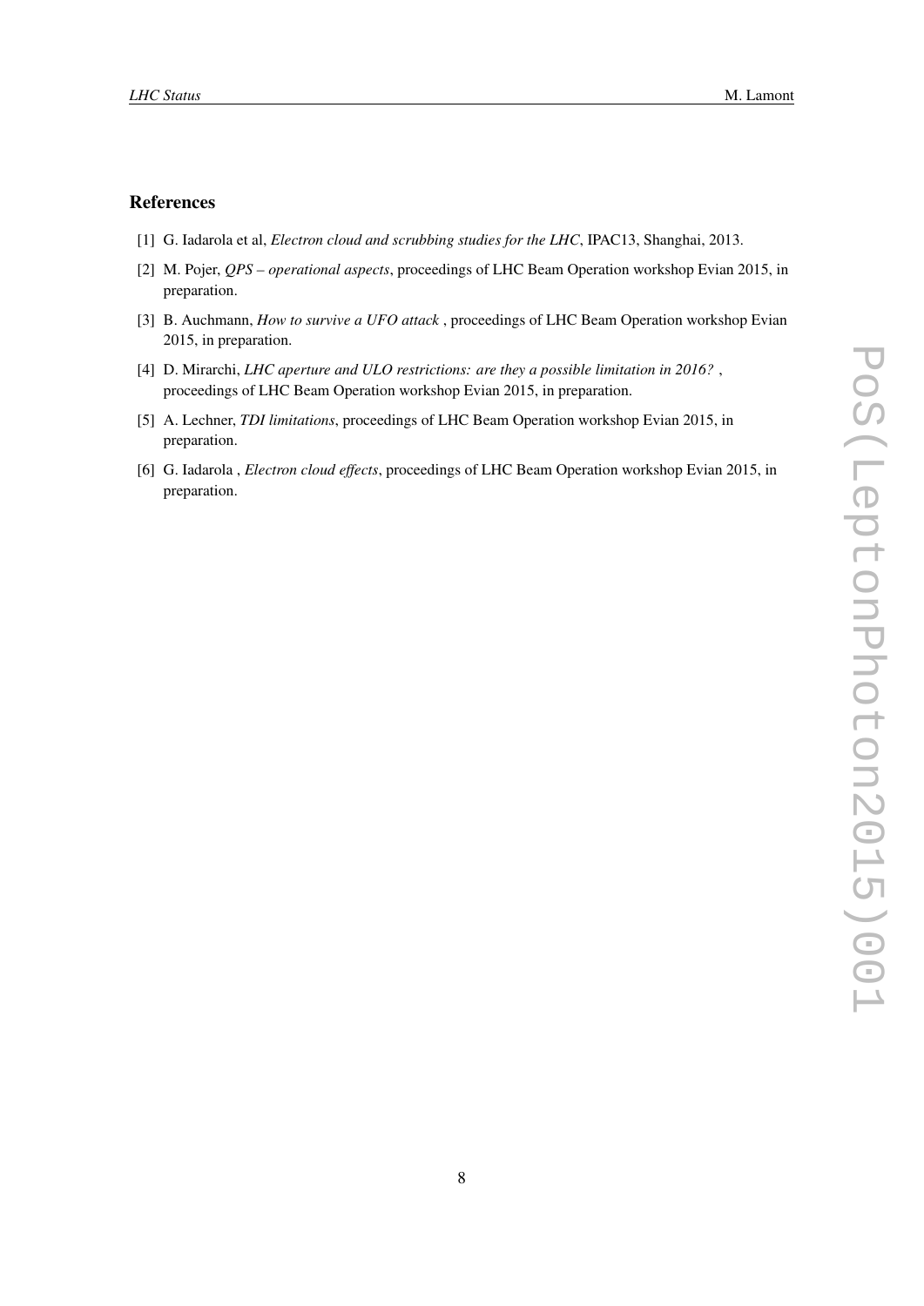## References

[1] G. Iadarola et al, *Electron cloud and scrubbing studies for the LHC*, IPAC13, Shanghai, 2013.

[2] M. Pojer, *QPS – operational aspects*, proceedings of LHC Beam Operation workshop Evian 2015, in preparation.

[3] B. Auchmann, *How to survive a UFO attack* , proceedings of LHC Beam Operation workshop Evian 2015, in preparation.

[4] D. Mirarchi, *LHC aperture and ULO restrictions: are they a possible limitation in 2016?* , proceedings of LHC Beam Operation workshop Evian 2015, in preparation.

[5] A. Lechner, *TDI limitations*, proceedings of LHC Beam Operation workshop Evian 2015, in preparation.

[6] G. Iadarola , *Electron cloud effects*, proceedings of LHC Beam Operation workshop Evian 2015, in preparation.